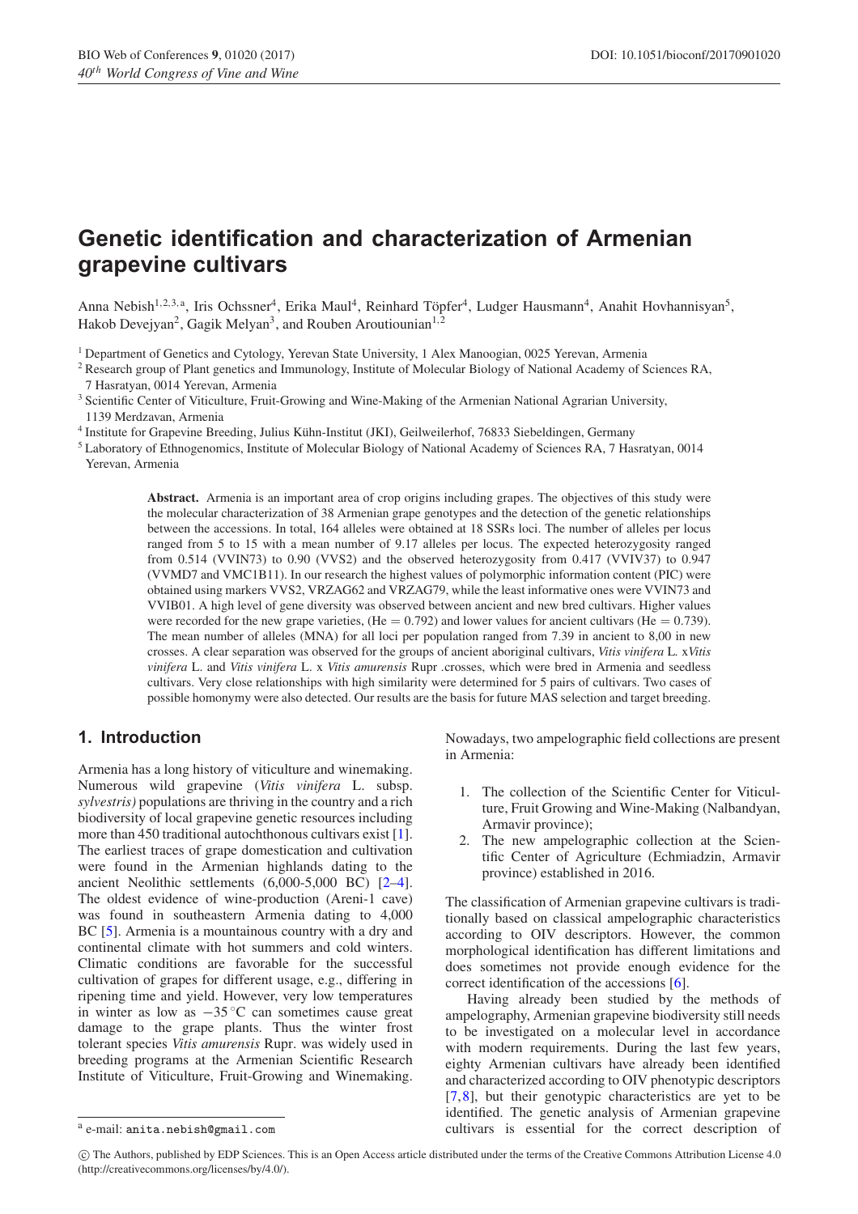# Genetic identification and characterization of Armenian grapevine cultivars

Anna Nebish[1,2,3,a], Iris Ochssner[4], Erika Maul[4], Reinhard Töpfer[4], Ludger Hausmann[4], Anahit Hovhannisyan[5], Hakob Devejyan[2], Gagik Melyan[3], and Rouben Aroutiounian[1,2]

[1] Department of Genetics and Cytology, Yerevan State University, 1 Alex Manoogian, 0025 Yerevan, Armenia
[2] Research group of Plant genetics and Immunology, Institute of Molecular Biology of National Academy of Sciences RA, 7 Hasratyan, 0014 Yerevan, Armenia
[3] Scientific Center of Viticulture, Fruit-Growing and Wine-Making of the Armenian National Agrarian University, 1139 Merdzavan, Armenia
[4] Institute for Grapevine Breeding, Julius Kühn-Institut (JKI), Geilweilerhof, 76833 Siebeldingen, Germany
[5] Laboratory of Ethnogenomics, Institute of Molecular Biology of National Academy of Sciences RA, 7 Hasratyan, 0014 Yerevan, Armenia

**Abstract.** Armenia is an important area of crop origins including grapes. The objectives of this study were the molecular characterization of 38 Armenian grape genotypes and the detection of the genetic relationships between the accessions. In total, 164 alleles were obtained at 18 SSRs loci. The number of alleles per locus ranged from 5 to 15 with a mean number of 9.17 alleles per locus. The expected heterozygosity ranged from 0.514 (VVIN73) to 0.90 (VVS2) and the observed heterozygosity from 0.417 (VVIV37) to 0.947 (VVMD7 and VMC1B11). In our research the highest values of polymorphic information content (PIC) were obtained using markers VVS2, VRZAG62 and VRZAG79, while the least informative ones were VVIN73 and VVIB01. A high level of gene diversity was observed between ancient and new bred cultivars. Higher values were recorded for the new grape varieties, (He = 0.792) and lower values for ancient cultivars (He = 0.739). The mean number of alleles (MNA) for all loci per population ranged from 7.39 in ancient to 8,00 in new crosses. A clear separation was observed for the groups of ancient aboriginal cultivars, *Vitis vinifera* L. x*Vitis vinifera* L. and *Vitis vinifera* L. x *Vitis amurensis* Rupr .crosses, which were bred in Armenia and seedless cultivars. Very close relationships with high similarity were determined for 5 pairs of cultivars. Two cases of possible homonymy were also detected. Our results are the basis for future MAS selection and target breeding.

## 1. Introduction

Armenia has a long history of viticulture and winemaking. Numerous wild grapevine (*Vitis vinifera* L. subsp. *sylvestris)* populations are thriving in the country and a rich biodiversity of local grapevine genetic resources including more than 450 traditional autochthonous cultivars exist [1]. The earliest traces of grape domestication and cultivation were found in the Armenian highlands dating to the ancient Neolithic settlements (6,000-5,000 BC) [2–4]. The oldest evidence of wine-production (Areni-1 cave) was found in southeastern Armenia dating to 4,000 BC [5]. Armenia is a mountainous country with a dry and continental climate with hot summers and cold winters. Climatic conditions are favorable for the successful cultivation of grapes for different usage, e.g., differing in ripening time and yield. However, very low temperatures in winter as low as −35 °C can sometimes cause great damage to the grape plants. Thus the winter frost tolerant species *Vitis amurensis* Rupr. was widely used in breeding programs at the Armenian Scientific Research Institute of Viticulture, Fruit-Growing and Winemaking.

Nowadays, two ampelographic field collections are present in Armenia:

1. The collection of the Scientific Center for Viticulture, Fruit Growing and Wine-Making (Nalbandyan, Armavir province);
2. The new ampelographic collection at the Scientific Center of Agriculture (Echmiadzin, Armavir province) established in 2016.

The classification of Armenian grapevine cultivars is traditionally based on classical ampelographic characteristics according to OIV descriptors. However, the common morphological identification has different limitations and does sometimes not provide enough evidence for the correct identification of the accessions [6].

Having already been studied by the methods of ampelography, Armenian grapevine biodiversity still needs to be investigated on a molecular level in accordance with modern requirements. During the last few years, eighty Armenian cultivars have already been identified and characterized according to OIV phenotypic descriptors [7,8], but their genotypic characteristics are yet to be identified. The genetic analysis of Armenian grapevine cultivars is essential for the correct description of

[a] e-mail: anita.nebish@gmail.com

© The Authors, published by EDP Sciences. This is an Open Access article distributed under the terms of the Creative Commons Attribution License 4.0 (http://creativecommons.org/licenses/by/4.0/).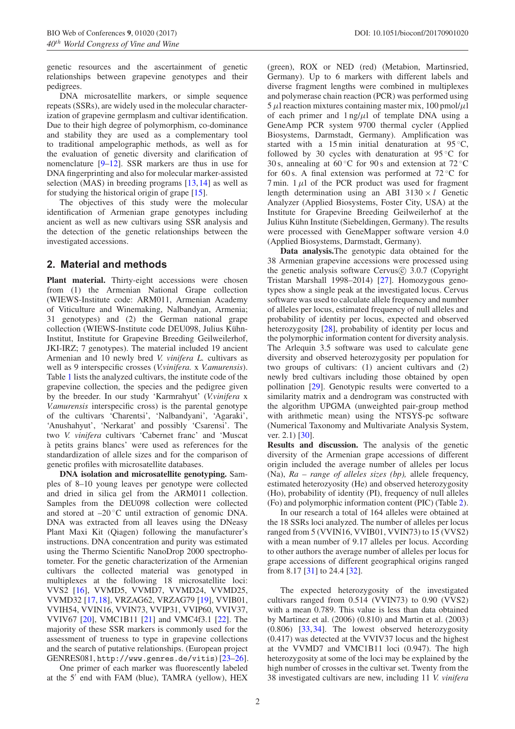genetic resources and the ascertainment of genetic relationships between grapevine genotypes and their pedigrees.

DNA microsatellite markers, or simple sequence repeats (SSRs), are widely used in the molecular characterization of grapevine germplasm and cultivar identification. Due to their high degree of polymorphism, co-dominance and stability they are used as a complementary tool to traditional ampelographic methods, as well as for the evaluation of genetic diversity and clarification of nomenclature [9–12]. SSR markers are thus in use for DNA fingerprinting and also for molecular marker-assisted selection (MAS) in breeding programs [13,14] as well as for studying the historical origin of grape [15].

The objectives of this study were the molecular identification of Armenian grape genotypes including ancient as well as new cultivars using SSR analysis and the detection of the genetic relationships between the investigated accessions.

## 2. Material and methods

**Plant material.** Thirty-eight accessions were chosen from (1) the Armenian National Grape collection (WIEWS-Institute code: ARM011, Armenian Academy of Viticulture and Winemaking, Nalbandyan, Armenia; 31 genotypes) and (2) the German national grape collection (WIEWS-Institute code DEU098, Julius Kühn-Institut, Institute for Grapevine Breeding Geilweilerhof, JKI-IRZ; 7 genotypes). The material included 19 ancient Armenian and 10 newly bred *V. vinifera L.* cultivars as well as 9 interspecific crosses (*V.vinifera.* x *V.amurensis*). Table 1 lists the analyzed cultivars, the institute code of the grapevine collection, the species and the pedigree given by the breeder. In our study 'Karmrahyut' (*V.vinifera* x *V.amurensis* interspecific cross) is the parental genotype of the cultivars 'Charentsi', 'Nalbandyani', 'Agaraki', 'Anushahyut', 'Nerkarat' and possibly 'Csarensi'. The two *V. vinifera* cultivars 'Cabernet franc' and 'Muscat à petits grains blancs' were used as references for the standardization of allele sizes and for the comparison of genetic profiles with microsatellite databases.

**DNA isolation and microsatellite genotyping.** Samples of 8–10 young leaves per genotype were collected and dried in silica gel from the ARM011 collection. Samples from the DEU098 collection were collected and stored at –20 °C until extraction of genomic DNA. DNA was extracted from all leaves using the DNeasy Plant Maxi Kit (Qiagen) following the manufacturer's instructions. DNA concentration and purity was estimated using the Thermo Scientific NanoDrop 2000 spectrophotometer. For the genetic characterization of the Armenian cultivars the collected material was genotyped in multiplexes at the following 18 microsatellite loci: VVS2 [16], VVMD5, VVMD7, VVMD24, VVMD25, VVMD32 [17,18], VRZAG62, VRZAG79 [19], VVIB01, VVIH54, VVIN16, VVIN73, VVIP31, VVIP60, VVIV37, VVIV67 [20], VMC1B11 [21] and VMC4f3.1 [22]. The majority of these SSR markers is commonly used for the assessment of trueness to type in grapevine collections and the search of putative relationships. (European project GENRES081, http://www.genres.de/vitis) [23–26].

One primer of each marker was fluorescently labeled at the 5′ end with FAM (blue), TAMRA (yellow), HEX (green), ROX or NED (red) (Metabion, Martinsried, Germany). Up to 6 markers with different labels and diverse fragment lengths were combined in multiplexes and polymerase chain reaction (PCR) was performed using 5 $\mu$l reaction mixtures containing master mix, 100 pmol/$\mu$l of each primer and 1 ng/$\mu$l of template DNA using a GeneAmp PCR system 9700 thermal cycler (Applied Biosystems, Darmstadt, Germany). Amplification was started with a 15 min initial denaturation at 95 °C, followed by 30 cycles with denaturation at 95 °C for 30 s, annealing at 60 °C for 90 s and extension at 72 °C for 60 s. A final extension was performed at 72 °C for 7 min. 1 $\mu$l of the PCR product was used for fragment length determination using an ABI 3130 $\times$ *l* Genetic Analyzer (Applied Biosystems, Foster City, USA) at the Institute for Grapevine Breeding Geilweilerhof at the Julius Kühn Institute (Siebeldingen, Germany). The results were processed with GeneMapper software version 4.0 (Applied Biosystems, Darmstadt, Germany).

**Data analysis.** The genotypic data obtained for the 38 Armenian grapevine accessions were processed using the genetic analysis software Cervus© 3.0.7 (Copyright Tristan Marshall 1998–2014) [27]. Homozygous genotypes show a single peak at the investigated locus. Cervus software was used to calculate allele frequency and number of alleles per locus, estimated frequency of null alleles and probability of identity per locus, expected and observed heterozygosity [28], probability of identity per locus and the polymorphic information content for diversity analysis. The Arlequin 3.5 software was used to calculate gene diversity and observed heterozygosity per population for two groups of cultivars: (1) ancient cultivars and (2) newly bred cultivars including those obtained by open pollination [29]. Genotypic results were converted to a similarity matrix and a dendrogram was constructed with the algorithm UPGMA (unweighted pair-group method with arithmetic mean) using the NTSYS-pc software (Numerical Taxonomy and Multivariate Analysis System, ver. 2.1) [30].

**Results and discussion.** The analysis of the genetic diversity of the Armenian grape accessions of different origin included the average number of alleles per locus (Na), *Ra – range of alleles sizes (bp),* allele frequency, estimated heterozyosity (He) and observed heterozygosity (Ho), probability of identity (PI), frequency of null alleles (Fo) and polymorphic information content (PIC) (Table 2).

In our research a total of 164 alleles were obtained at the 18 SSRs loci analyzed. The number of alleles per locus ranged from 5 (VVIN16, VVIB01, VVIN73) to 15 (VVS2) with a mean number of 9.17 alleles per locus. According to other authors the average number of alleles per locus for grape accessions of different geographical origins ranged from 8.17 [31] to 24.4 [32].

The expected heterozygosity of the investigated cultivars ranged from 0.514 (VVIN73) to 0.90 (VVS2) with a mean 0.789. This value is less than data obtained by Martinez et al. (2006) (0.810) and Martin et al. (2003) (0.806) [33,34]. The lowest observed heterozygosity (0.417) was detected at the VVIV37 locus and the highest at the VVMD7 and VMC1B11 loci (0.947). The high heterozygosity at some of the loci may be explained by the high number of crosses in the cultivar set. Twenty from the 38 investigated cultivars are new, including 11 *V. vinifera*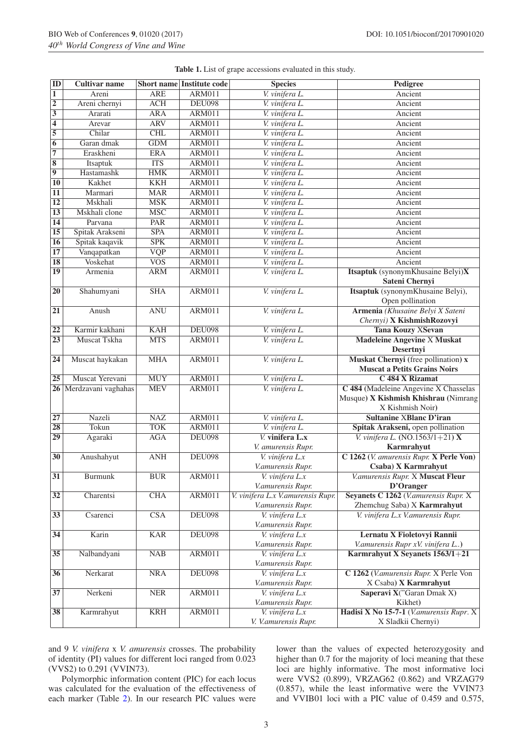**Table 1.** List of grape accessions evaluated in this study.

| ID | Cultivar name | Short name | Institute code | Species | Pedigree |
|---|---|---|---|---|---|
| 1 | Areni | ARE | ARM011 | *V. vinifera L.* | Ancient |
| 2 | Areni chernyi | ACH | DEU098 | *V. vinifera L.* | Ancient |
| 3 | Ararati | ARA | ARM011 | *V. vinifera L.* | Ancient |
| 4 | Arevar | ARV | ARM011 | *V. vinifera L.* | Ancient |
| 5 | Chilar | CHL | ARM011 | *V. vinifera L.* | Ancient |
| 6 | Garan dmak | GDM | ARM011 | *V. vinifera L.* | Ancient |
| 7 | Eraskheni | ERA | ARM011 | *V. vinifera L.* | Ancient |
| 8 | Itsaptuk | ITS | ARM011 | *V. vinifera L.* | Ancient |
| 9 | Hastamashk | HMK | ARM011 | *V. vinifera L.* | Ancient |
| 10 | Kakhet | KKH | ARM011 | *V. vinifera L.* | Ancient |
| 11 | Marmari | MAR | ARM011 | *V. vinifera L.* | Ancient |
| 12 | Mskhali | MSK | ARM011 | *V. vinifera L.* | Ancient |
| 13 | Mskhali clone | MSC | ARM011 | *V. vinifera L.* | Ancient |
| 14 | Parvana | PAR | ARM011 | *V. vinifera L.* | Ancient |
| 15 | Spitak Arakseni | SPA | ARM011 | *V. vinifera L.* | Ancient |
| 16 | Spitak kaqavik | SPK | ARM011 | *V. vinifera L.* | Ancient |
| 17 | Vanqapatkan | VQP | ARM011 | *V. vinifera L.* | Ancient |
| 18 | Voskehat | VOS | ARM011 | *V. vinifera L.* | Ancient |
| 19 | Armenia | ARM | ARM011 | *V. vinifera L.* | **Itsaptuk** (synonymKhusaine Belyi)**X Sateni Chernyi** |
| 20 | Shahumyani | SHA | ARM011 | *V. vinifera L.* | **Itsaptuk** (synonymKhusaine Belyi), Open pollination |
| 21 | Anush | ANU | ARM011 | *V. vinifera L.* | **Armenia** *(Khusaine Belyi X Sateni Chernyi)* **X KishmishRozovyi** |
| 22 | Karmir kakhani | KAH | DEU098 | *V. vinifera L.* | **Tana Kouzy** X**Sevan** |
| 23 | Muscat Tskha | MTS | ARM011 | *V. vinifera L.* | **Madeleine Angevine** X **Muskat Desertnyi** |
| 24 | Muscat haykakan | MHA | ARM011 | *V. vinifera L.* | **Muskat Chernyi** (free pollination) **x Muscat a Petits Grains Noirs** |
| 25 | Muscat Yerevani | MUY | ARM011 | *V. vinifera L.* | **C 484 X Rizamat** |
| 26 | Merdzavani vaghahas | MEV | ARM011 | *V. vinifera L.* | **C 484** (Madeleine Angevine X Chasselas Musque) **X Kishmish Khishrau** (Nimrang X Kishmish Noir**)** |
| 27 | Nazeli | NAZ | ARM011 | *V. vinifera L.* | **Sultanine** X**Blanc D'iran** |
| 28 | Tokun | TOK | ARM011 | *V. vinifera L.* | **Spitak Arakseni,** open pollination |
| 29 | Agaraki | AGA | DEU098 | *V.* **vinifera L.x** *V. amurensis Rupr.* | *V. vinifera L.* (NO.1563/1+21) **X Karmrahyut** |
| 30 | Anushahyut | ANH | DEU098 | *V. vinifera L.x V.amurensis Rupr.* | **C 1262 (***V. amurensis Rupr.* **X Perle Von) Csaba) X Karmrahyut** |
| 31 | Burmunk | BUR | ARM011 | *V. vinifera L.x V.amurensis Rupr.* | *V.amurensis Rupr.* X **Muscat Fleur D'Oranger** |
| 32 | Charentsi | CHA | ARM011 | *V. vinifera L.x V.amurensis Rupr. V.amurensis Rupr.* | **Seyanets C 1262** (*V.amurensis Rupr.* X Zhemchug Saba) X **Karmrahyut** |
| 33 | Csarenci | CSA | DEU098 | *V. vinifera L.x V.amurensis Rupr.* | *V. vinifera L.x V.amurensis Rupr.* |
| 34 | Karin | KAR | DEU098 | *V. vinifera L.x V.amurensis Rupr.* | **Lernatu X Fioletovyi Rannii** *V.amurensis Rupr xV. vinifera L..***)** |
| 35 | Nalbandyani | NAB | ARM011 | *V. vinifera L.x V.amurensis Rupr.* | **Karmrahyut X Seyanets 1563/1+21** |
| 36 | Nerkarat | NRA | DEU098 | *V. vinifera L.x V.amurensis Rupr.* | **C 1262** (*V.amurensis Rupr.* X Perle Von X Csaba) **X Karmrahyut** |
| 37 | Nerkeni | NER | ARM011 | *V. vinifera L.x V.amurensis Rupr.* | **Saperavi X**("Garan Dmak X) Kikhet**)** |
| 38 | Karmrahyut | KRH | ARM011 | *V. vinifera L.x V. V.amurensis Rupr.* | **Hadisi X No 15-7-1** (*V.amurensis Rupr*. X X Sladkii Chernyi) |

and 9 *V. vinifera* x *V. amurensis* crosses. The probability of identity (PI) values for different loci ranged from 0.023 (VVS2) to 0.291 (VVIN73).

Polymorphic information content (PIC) for each locus was calculated for the evaluation of the effectiveness of each marker (Table 2). In our research PIC values were lower than the values of expected heterozygosity and higher than 0.7 for the majority of loci meaning that these loci are highly informative. The most informative loci were VVS2 (0.899), VRZAG62 (0.862) and VRZAG79 (0.857), while the least informative were the VVIN73 and VVIB01 loci with a PIC value of 0.459 and 0.575,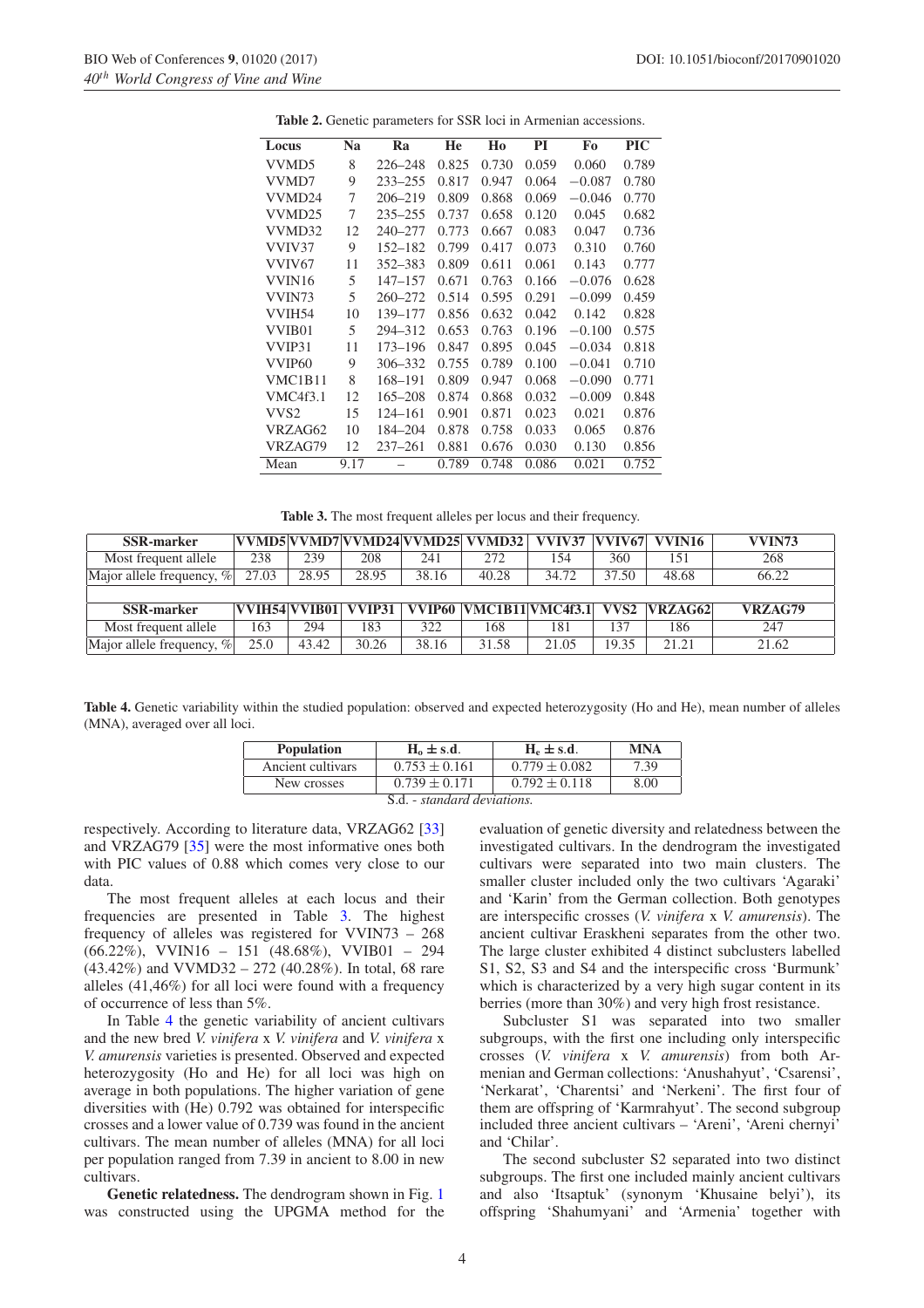**Table 2.** Genetic parameters for SSR loci in Armenian accessions.

| Locus | Na | Ra | He | Ho | PI | Fo | PIC |
|---|---|---|---|---|---|---|---|
| VVMD5 | 8 | 226–248 | 0.825 | 0.730 | 0.059 | 0.060 | 0.789 |
| VVMD7 | 9 | 233–255 | 0.817 | 0.947 | 0.064 | −0.087 | 0.780 |
| VVMD24 | 7 | 206–219 | 0.809 | 0.868 | 0.069 | −0.046 | 0.770 |
| VVMD25 | 7 | 235–255 | 0.737 | 0.658 | 0.120 | 0.045 | 0.682 |
| VVMD32 | 12 | 240–277 | 0.773 | 0.667 | 0.083 | 0.047 | 0.736 |
| VVIV37 | 9 | 152–182 | 0.799 | 0.417 | 0.073 | 0.310 | 0.760 |
| VVIV67 | 11 | 352–383 | 0.809 | 0.611 | 0.061 | 0.143 | 0.777 |
| VVIN16 | 5 | 147–157 | 0.671 | 0.763 | 0.166 | −0.076 | 0.628 |
| VVIN73 | 5 | 260–272 | 0.514 | 0.595 | 0.291 | −0.099 | 0.459 |
| VVIH54 | 10 | 139–177 | 0.856 | 0.632 | 0.042 | 0.142 | 0.828 |
| VVIB01 | 5 | 294–312 | 0.653 | 0.763 | 0.196 | −0.100 | 0.575 |
| VVIP31 | 11 | 173–196 | 0.847 | 0.895 | 0.045 | −0.034 | 0.818 |
| VVIP60 | 9 | 306–332 | 0.755 | 0.789 | 0.100 | −0.041 | 0.710 |
| VMC1B11 | 8 | 168–191 | 0.809 | 0.947 | 0.068 | −0.090 | 0.771 |
| VMC4f3.1 | 12 | 165–208 | 0.874 | 0.868 | 0.032 | −0.009 | 0.848 |
| VVS2 | 15 | 124–161 | 0.901 | 0.871 | 0.023 | 0.021 | 0.876 |
| VRZAG62 | 10 | 184–204 | 0.878 | 0.758 | 0.033 | 0.065 | 0.876 |
| VRZAG79 | 12 | 237–261 | 0.881 | 0.676 | 0.030 | 0.130 | 0.856 |
| Mean | 9.17 | – | 0.789 | 0.748 | 0.086 | 0.021 | 0.752 |

**Table 3.** The most frequent alleles per locus and their frequency.

| SSR-marker | VVMD5 | VVMD7 | VVMD24 | VVMD25 | VVMD32 | VVIV37 | VVIV67 | VVIN16 | VVIN73 |
|---|---|---|---|---|---|---|---|---|---|
| Most frequent allele | 238 | 239 | 208 | 241 | 272 | 154 | 360 | 151 | 268 |
| Major allele frequency, % | 27.03 | 28.95 | 28.95 | 38.16 | 40.28 | 34.72 | 37.50 | 48.68 | 66.22 |
| **SSR-marker** | **VVIH54** | **VVIB01** | **VVIP31** | **VVIP60** | **VMC1B11** | **VMC4f3.1** | **VVS2** | **VRZAG62** | **VRZAG79** |
| Most frequent allele | 163 | 294 | 183 | 322 | 168 | 181 | 137 | 186 | 247 |
| Major allele frequency, % | 25.0 | 43.42 | 30.26 | 38.16 | 31.58 | 21.05 | 19.35 | 21.21 | 21.62 |

**Table 4.** Genetic variability within the studied population: observed and expected heterozygosity (Ho and He), mean number of alleles (MNA), averaged over all loci.

| Population | $H_o \pm$ s.d. | $H_e \pm$ s.d. | MNA |
|---|---|---|---|
| Ancient cultivars | $0.753 \pm 0.161$ | $0.779 \pm 0.082$ | 7.39 |
| New crosses | $0.739 \pm 0.171$ | $0.792 \pm 0.118$ | 8.00 |

S.d. - *standard deviations.*

respectively. According to literature data, VRZAG62 [33] and VRZAG79 [35] were the most informative ones both with PIC values of 0.88 which comes very close to our data.

The most frequent alleles at each locus and their frequencies are presented in Table 3. The highest frequency of alleles was registered for VVIN73 – 268 (66.22%), VVIN16 – 151 (48.68%), VVIB01 – 294 (43.42%) and VVMD32 – 272 (40.28%). In total, 68 rare alleles (41,46%) for all loci were found with a frequency of occurrence of less than 5%.

In Table 4 the genetic variability of ancient cultivars and the new bred *V. vinifera* x *V. vinifera* and *V. vinifera* x *V. amurensis* varieties is presented. Observed and expected heterozygosity (Ho and He) for all loci was high on average in both populations. The higher variation of gene diversities with (He) 0.792 was obtained for interspecific crosses and a lower value of 0.739 was found in the ancient cultivars. The mean number of alleles (MNA) for all loci per population ranged from 7.39 in ancient to 8.00 in new cultivars.

**Genetic relatedness.** The dendrogram shown in Fig. 1 was constructed using the UPGMA method for the evaluation of genetic diversity and relatedness between the investigated cultivars. In the dendrogram the investigated cultivars were separated into two main clusters. The smaller cluster included only the two cultivars 'Agaraki' and 'Karin' from the German collection. Both genotypes are interspecific crosses (*V. vinifera* x *V. amurensis*). The ancient cultivar Eraskheni separates from the other two. The large cluster exhibited 4 distinct subclusters labelled S1, S2, S3 and S4 and the interspecific cross 'Burmunk' which is characterized by a very high sugar content in its berries (more than 30%) and very high frost resistance.

Subcluster S1 was separated into two smaller subgroups, with the first one including only interspecific crosses (*V. vinifera* x *V. amurensis*) from both Armenian and German collections: 'Anushahyut', 'Csarensi', 'Nerkarat', 'Charentsi' and 'Nerkeni'. The first four of them are offspring of 'Karmrahyut'. The second subgroup included three ancient cultivars – 'Areni', 'Areni chernyi' and 'Chilar'.

The second subcluster S2 separated into two distinct subgroups. The first one included mainly ancient cultivars and also 'Itsaptuk' (synonym 'Khusaine belyi'), its offspring 'Shahumyani' and 'Armenia' together with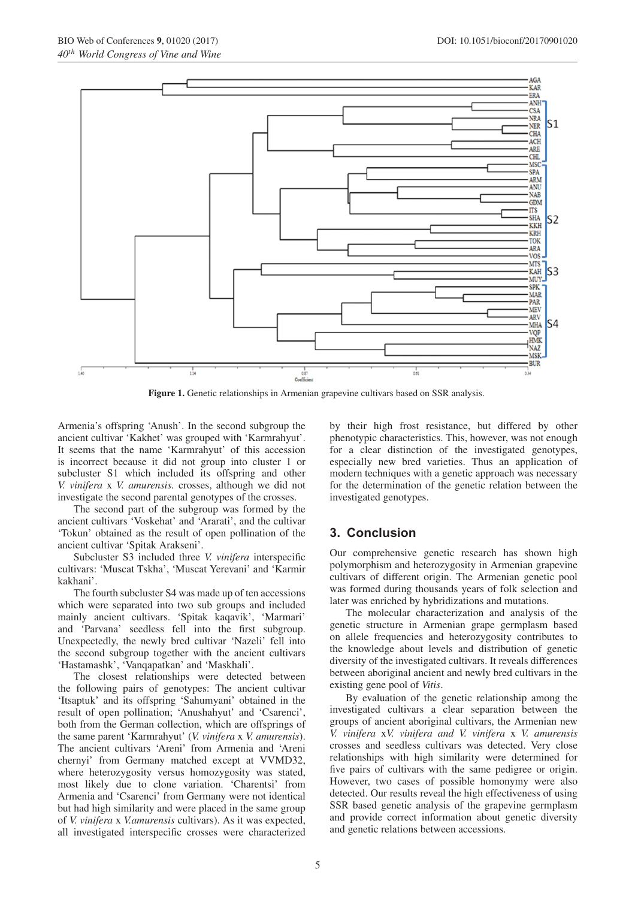**Figure 1.** Genetic relationships in Armenian grapevine cultivars based on SSR analysis.

Armenia's offspring 'Anush'. In the second subgroup the ancient cultivar 'Kakhet' was grouped with 'Karmrahyut'. It seems that the name 'Karmrahyut' of this accession is incorrect because it did not group into cluster 1 or subcluster S1 which included its offspring and other *V. vinifera* x *V. amurensis.* crosses, although we did not investigate the second parental genotypes of the crosses.

The second part of the subgroup was formed by the ancient cultivars 'Voskehat' and 'Ararati', and the cultivar 'Tokun' obtained as the result of open pollination of the ancient cultivar 'Spitak Arakseni'.

Subcluster S3 included three *V. vinifera* interspecific cultivars: 'Muscat Tskha', 'Muscat Yerevani' and 'Karmir kakhani'.

The fourth subcluster S4 was made up of ten accessions which were separated into two sub groups and included mainly ancient cultivars. 'Spitak kaqavik', 'Marmari' and 'Parvana' seedless fell into the first subgroup. Unexpectedly, the newly bred cultivar 'Nazeli' fell into the second subgroup together with the ancient cultivars 'Hastamashk', 'Vanqapatkan' and 'Maskhali'.

The closest relationships were detected between the following pairs of genotypes: The ancient cultivar 'Itsaptuk' and its offspring 'Sahumyani' obtained in the result of open pollination; 'Anushahyut' and 'Csarenci', both from the German collection, which are offsprings of the same parent 'Karmrahyut' (*V. vinifera* x *V. amurensis*). The ancient cultivars 'Areni' from Armenia and 'Areni chernyi' from Germany matched except at VVMD32, where heterozygosity versus homozygosity was stated, most likely due to clone variation. 'Charentsi' from Armenia and 'Csarenci' from Germany were not identical but had high similarity and were placed in the same group of *V. vinifera* x *V.amurensis* cultivars). As it was expected, all investigated interspecific crosses were characterized by their high frost resistance, but differed by other phenotypic characteristics. This, however, was not enough for a clear distinction of the investigated genotypes, especially new bred varieties. Thus an application of modern techniques with a genetic approach was necessary for the determination of the genetic relation between the investigated genotypes.

## 3. Conclusion

Our comprehensive genetic research has shown high polymorphism and heterozygosity in Armenian grapevine cultivars of different origin. The Armenian genetic pool was formed during thousands years of folk selection and later was enriched by hybridizations and mutations.

The molecular characterization and analysis of the genetic structure in Armenian grape germplasm based on allele frequencies and heterozygosity contributes to the knowledge about levels and distribution of genetic diversity of the investigated cultivars. It reveals differences between aboriginal ancient and newly bred cultivars in the existing gene pool of *Vitis*.

By evaluation of the genetic relationship among the investigated cultivars a clear separation between the groups of ancient aboriginal cultivars, the Armenian new *V. vinifera* x*V. vinifera and V. vinifera* x *V. amurensis* crosses and seedless cultivars was detected. Very close relationships with high similarity were determined for five pairs of cultivars with the same pedigree or origin. However, two cases of possible homonymy were also detected. Our results reveal the high effectiveness of using SSR based genetic analysis of the grapevine germplasm and provide correct information about genetic diversity and genetic relations between accessions.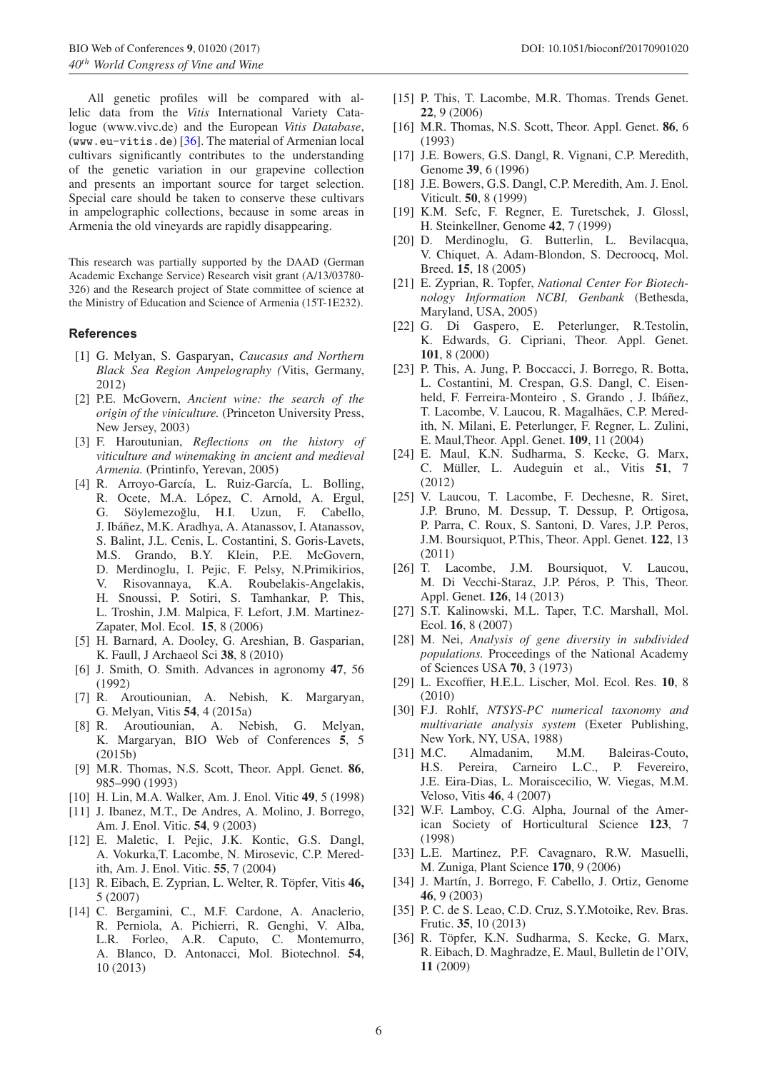All genetic profiles will be compared with allelic data from the *Vitis* International Variety Catalogue (www.vivc.de) and the European *Vitis Database*, (www.eu-vitis.de) [36]. The material of Armenian local cultivars significantly contributes to the understanding of the genetic variation in our grapevine collection and presents an important source for target selection. Special care should be taken to conserve these cultivars in ampelographic collections, because in some areas in Armenia the old vineyards are rapidly disappearing.

This research was partially supported by the DAAD (German Academic Exchange Service) Research visit grant (A/13/03780-326) and the Research project of State committee of science at the Ministry of Education and Science of Armenia (15T-1E232).

## References

[1] G. Melyan, S. Gasparyan, *Caucasus and Northern Black Sea Region Ampelography (*Vitis, Germany, 2012)

[2] P.E. McGovern, *Ancient wine: the search of the origin of the viniculture.* (Princeton University Press, New Jersey, 2003)

[3] F. Haroutunian, *Reflections on the history of viticulture and winemaking in ancient and medieval Armenia.* (Printinfo, Yerevan, 2005)

[4] R. Arroyo-García, L. Ruiz-García, L. Bolling, R. Ocete, M.A. López, C. Arnold, A. Ergul, G. Söylemezoğlu, H.I. Uzun, F. Cabello, J. Ibáñez, M.K. Aradhya, A. Atanassov, I. Atanassov, S. Balint, J.L. Cenis, L. Costantini, S. Goris-Lavets, M.S. Grando, B.Y. Klein, P.E. McGovern, D. Merdinoglu, I. Pejic, F. Pelsy, N.Primikirios, V. Risovannaya, K.A. Roubelakis-Angelakis, H. Snoussi, P. Sotiri, S. Tamhankar, P. This, L. Troshin, J.M. Malpica, F. Lefort, J.M. Martinez-Zapater, Mol. Ecol. **15**, 8 (2006)

[5] H. Barnard, A. Dooley, G. Areshian, B. Gasparian, K. Faull, J Archaeol Sci **38**, 8 (2010)

[6] J. Smith, O. Smith. Advances in agronomy **47**, 56 (1992)

[7] R. Aroutiounian, A. Nebish, K. Margaryan, G. Melyan, Vitis **54**, 4 (2015a)

[8] R. Aroutiounian, A. Nebish, G. Melyan, K. Margaryan, BIO Web of Conferences **5**, 5 (2015b)

[9] M.R. Thomas, N.S. Scott, Theor. Appl. Genet. **86**, 985–990 (1993)

[10] H. Lin, M.A. Walker, Am. J. Enol. Vitic **49**, 5 (1998)

[11] J. Ibanez, M.T., De Andres, A. Molino, J. Borrego, Am. J. Enol. Vitic. **54**, 9 (2003)

[12] E. Maletic, I. Pejic, J.K. Kontic, G.S. Dangl, A. Vokurka,T. Lacombe, N. Mirosevic, C.P. Meredith, Am. J. Enol. Vitic. **55**, 7 (2004)

[13] R. Eibach, E. Zyprian, L. Welter, R. Töpfer, Vitis **46,** 5 (2007)

[14] C. Bergamini, C., M.F. Cardone, A. Anaclerio, R. Perniola, A. Pichierri, R. Genghi, V. Alba, L.R. Forleo, A.R. Caputo, C. Montemurro, A. Blanco, D. Antonacci, Mol. Biotechnol. **54**, 10 (2013)

[15] P. This, T. Lacombe, M.R. Thomas. Trends Genet. **22**, 9 (2006)

[16] M.R. Thomas, N.S. Scott, Theor. Appl. Genet. **86**, 6 (1993)

[17] J.E. Bowers, G.S. Dangl, R. Vignani, C.P. Meredith, Genome **39**, 6 (1996)

[18] J.E. Bowers, G.S. Dangl, C.P. Meredith, Am. J. Enol. Viticult. **50**, 8 (1999)

[19] K.M. Sefc, F. Regner, E. Turetschek, J. Glossl, H. Steinkellner, Genome **42**, 7 (1999)

[20] D. Merdinoglu, G. Butterlin, L. Bevilacqua, V. Chiquet, A. Adam-Blondon, S. Decroocq, Mol. Breed. **15**, 18 (2005)

[21] E. Zyprian, R. Topfer, *National Center For Biotechnology Information NCBI, Genbank* (Bethesda, Maryland, USA, 2005)

[22] G. Di Gaspero, E. Peterlunger, R.Testolin, K. Edwards, G. Cipriani, Theor. Appl. Genet. **101**, 8 (2000)

[23] P. This, A. Jung, P. Boccacci, J. Borrego, R. Botta, L. Costantini, M. Crespan, G.S. Dangl, C. Eisenheld, F. Ferreira-Monteiro , S. Grando , J. Ibáñez, T. Lacombe, V. Laucou, R. Magalhães, C.P. Meredith, N. Milani, E. Peterlunger, F. Regner, L. Zulini, E. Maul,Theor. Appl. Genet. **109**, 11 (2004)

[24] E. Maul, K.N. Sudharma, S. Kecke, G. Marx, C. Müller, L. Audeguin et al., Vitis **51**, 7 (2012)

[25] V. Laucou, T. Lacombe, F. Dechesne, R. Siret, J.P. Bruno, M. Dessup, T. Dessup, P. Ortigosa, P. Parra, C. Roux, S. Santoni, D. Vares, J.P. Peros, J.M. Boursiquot, P.This, Theor. Appl. Genet. **122**, 13 (2011)

[26] T. Lacombe, J.M. Boursiquot, V. Laucou, M. Di Vecchi-Staraz, J.P. Péros, P. This, Theor. Appl. Genet. **126**, 14 (2013)

[27] S.T. Kalinowski, M.L. Taper, T.C. Marshall, Mol. Ecol. **16**, 8 (2007)

[28] M. Nei, *Analysis of gene diversity in subdivided populations.* Proceedings of the National Academy of Sciences USA **70**, 3 (1973)

[29] L. Excoffier, H.E.L. Lischer, Mol. Ecol. Res. **10**, 8 (2010)

[30] F.J. Rohlf, *NTSYS-PC numerical taxonomy and multivariate analysis system* (Exeter Publishing, New York, NY, USA, 1988)

[31] M.C. Almadanim, M.M. Baleiras-Couto, H.S. Pereira, Carneiro L.C., P. Fevereiro, J.E. Eira-Dias, L. Moraiscecilio, W. Viegas, M.M. Veloso, Vitis **46**, 4 (2007)

[32] W.F. Lamboy, C.G. Alpha, Journal of the American Society of Horticultural Science **123**, 7 (1998)

[33] L.E. Martinez, P.F. Cavagnaro, R.W. Masuelli, M. Zuniga, Plant Science **170**, 9 (2006)

[34] J. Martín, J. Borrego, F. Cabello, J. Ortiz, Genome **46**, 9 (2003)

[35] P. C. de S. Leao, C.D. Cruz, S.Y.Motoike, Rev. Bras. Frutic. **35**, 10 (2013)

[36] R. Töpfer, K.N. Sudharma, S. Kecke, G. Marx, R. Eibach, D. Maghradze, E. Maul, Bulletin de l'OIV, **11** (2009)